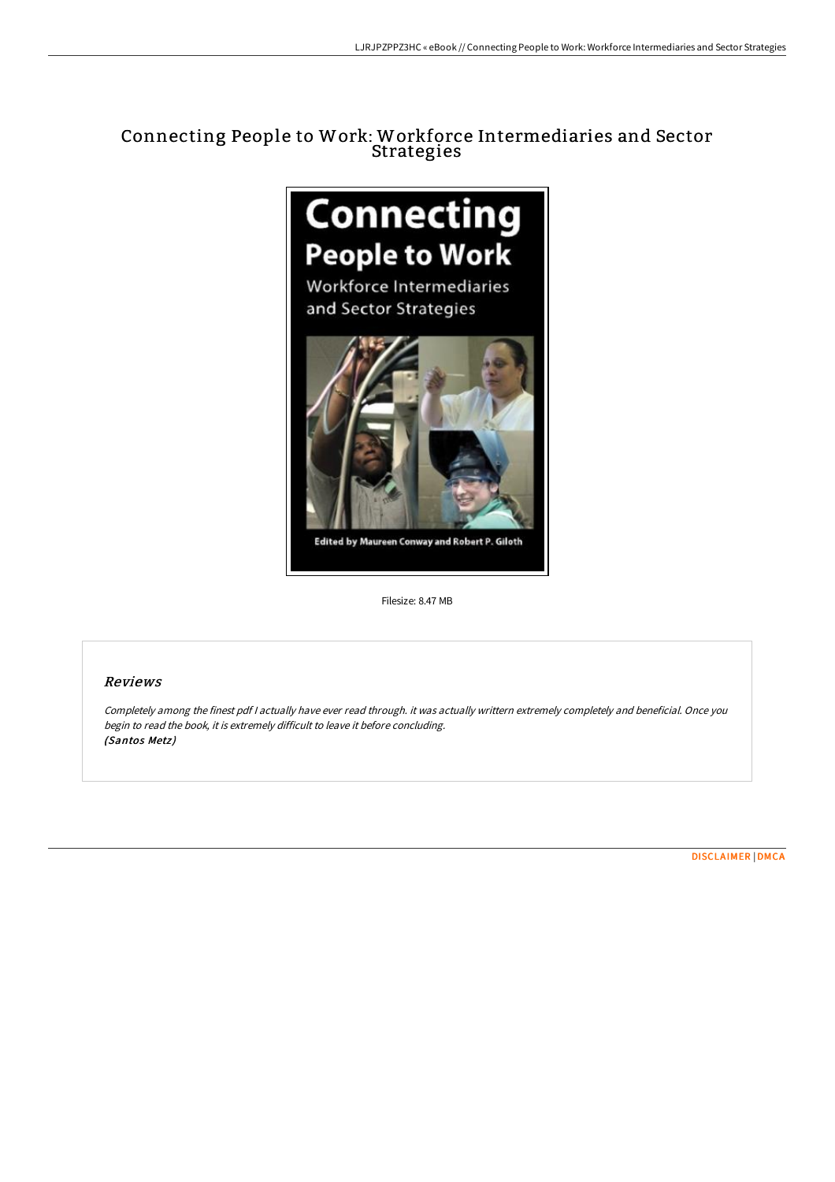# Connecting People to Work: Workforce Intermediaries and Sector Strategies

Filesize: 8.47 MB

## *Reviews*

*Completely among the finest pdf I actually have ever read through. it was actually writtern extremely completely and beneficial. Once you begin to read the book, it is extremely difficult to leave it before concluding.*
*(Santos Metz)*

DISCLAIMER | DMCA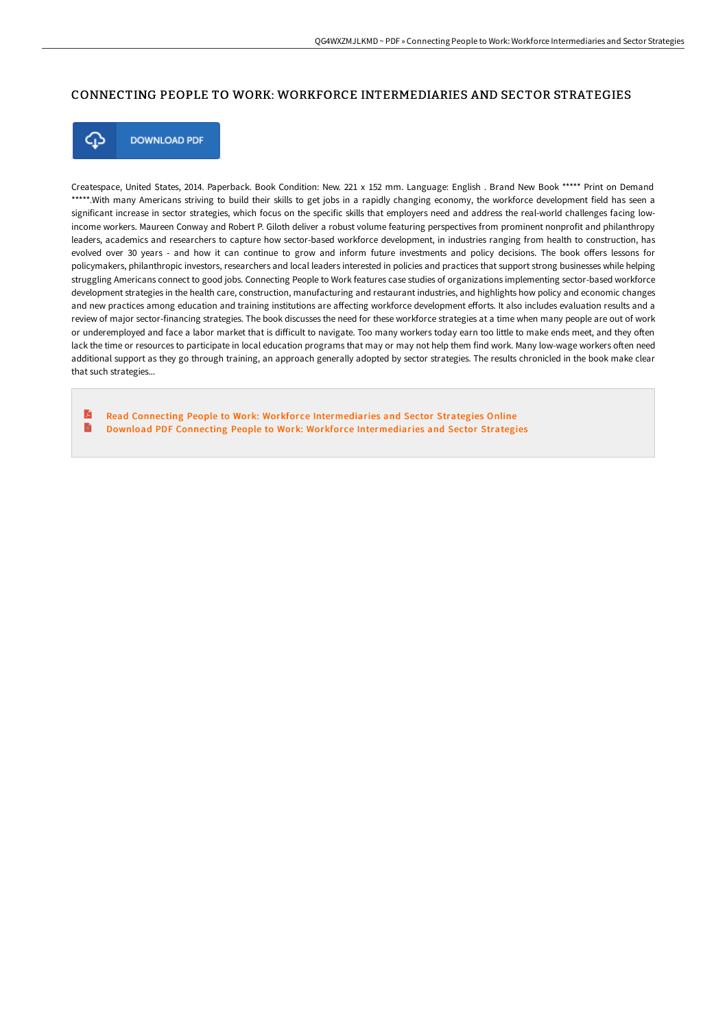# CONNECTING PEOPLE TO WORK: WORKFORCE INTERMEDIARIES AND SECTOR STRATEGIES

DOWNLOAD PDF

Createspace, United States, 2014. Paperback. Book Condition: New. 221 x 152 mm. Language: English . Brand New Book ***** Print on Demand *****.With many Americans striving to build their skills to get jobs in a rapidly changing economy, the workforce development field has seen a significant increase in sector strategies, which focus on the specific skills that employers need and address the real-world challenges facing low-income workers. Maureen Conway and Robert P. Giloth deliver a robust volume featuring perspectives from prominent nonprofit and philanthropy leaders, academics and researchers to capture how sector-based workforce development, in industries ranging from health to construction, has evolved over 30 years - and how it can continue to grow and inform future investments and policy decisions. The book offers lessons for policymakers, philanthropic investors, researchers and local leaders interested in policies and practices that support strong businesses while helping struggling Americans connect to good jobs. Connecting People to Work features case studies of organizations implementing sector-based workforce development strategies in the health care, construction, manufacturing and restaurant industries, and highlights how policy and economic changes and new practices among education and training institutions are affecting workforce development efforts. It also includes evaluation results and a review of major sector-financing strategies. The book discusses the need for these workforce strategies at a time when many people are out of work or underemployed and face a labor market that is difficult to navigate. Too many workers today earn too little to make ends meet, and they often lack the time or resources to participate in local education programs that may or may not help them find work. Many low-wage workers often need additional support as they go through training, an approach generally adopted by sector strategies. The results chronicled in the book make clear that such strategies...

- Read Connecting People to Work: Workforce Intermediaries and Sector Strategies Online
- Download PDF Connecting People to Work: Workforce Intermediaries and Sector Strategies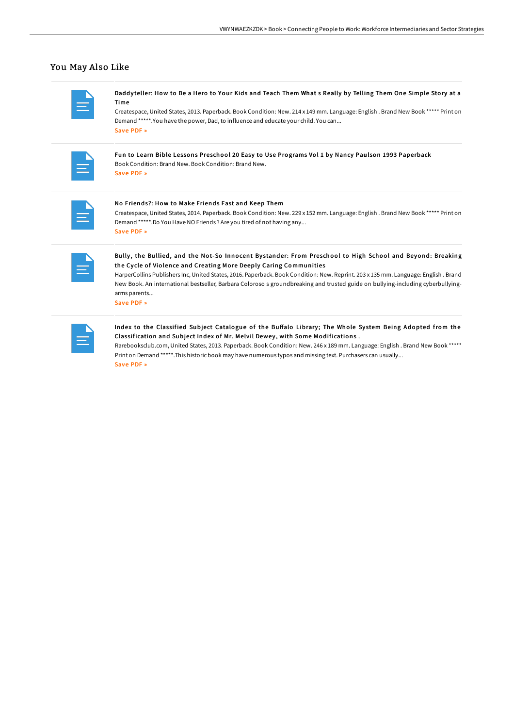## You May Also Like

**Daddyteller: How to Be a Hero to Your Kids and Teach Them What s Really by Telling Them One Simple Story at a Time**

Createspace, United States, 2013. Paperback. Book Condition: New. 214 x 149 mm. Language: English . Brand New Book ***** Print on Demand *****.You have the power, Dad, to influence and educate your child. You can...

Save PDF »

**Fun to Learn Bible Lessons Preschool 20 Easy to Use Programs Vol 1 by Nancy Paulson 1993 Paperback**

Book Condition: Brand New. Book Condition: Brand New.

Save PDF »

**No Friends?: How to Make Friends Fast and Keep Them**

Createspace, United States, 2014. Paperback. Book Condition: New. 229 x 152 mm. Language: English . Brand New Book ***** Print on Demand *****.Do You Have NO Friends ? Are you tired of not having any...

Save PDF »

**Bully, the Bullied, and the Not-So Innocent Bystander: From Preschool to High School and Beyond: Breaking the Cycle of Violence and Creating More Deeply Caring Communities**

HarperCollins Publishers Inc, United States, 2016. Paperback. Book Condition: New. Reprint. 203 x 135 mm. Language: English . Brand New Book. An international bestseller, Barbara Coloroso s groundbreaking and trusted guide on bullying-including cyberbullying-arms parents...

Save PDF »

**Index to the Classified Subject Catalogue of the Buffalo Library; The Whole System Being Adopted from the Classification and Subject Index of Mr. Melvil Dewey, with Some Modifications .**

Rarebooksclub.com, United States, 2013. Paperback. Book Condition: New. 246 x 189 mm. Language: English . Brand New Book ***** Print on Demand *****.This historic book may have numerous typos and missing text. Purchasers can usually...

Save PDF »